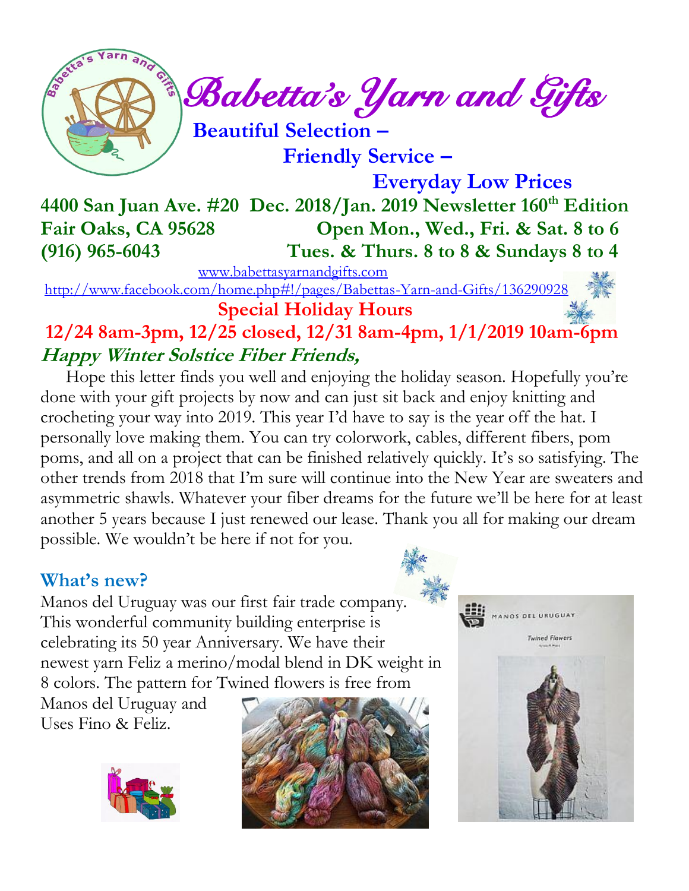# Babetta's Yarn and Gifts

**Beautiful Selection –**

**Friendly Service –**

**Everyday Low Prices**

**4400 San Juan Ave. #20 Dec. 2018/Jan. 2019 Newsletter 160th Edition**

**Fair Oaks, CA 95628 Open Mon., Wed., Fri. & Sat. 8 to 6**

**(916) 965-6043 Tues. & Thurs. 8 to 8 & Sundays 8 to 4**

www.babettasyarnandgifts.com

http://www.facebook.com/home.php#!/pages/Babettas-Yarn-and-Gifts/136290928

**Special Holiday Hours**

**12/24 8am-3pm, 12/25 closed, 12/31 8am-4pm, 1/1/2019 10am-6pm**

***Happy Winter Solstice Fiber Friends,***

Hope this letter finds you well and enjoying the holiday season. Hopefully you're done with your gift projects by now and can just sit back and enjoy knitting and crocheting your way into 2019. This year I'd have to say is the year off the hat. I personally love making them. You can try colorwork, cables, different fibers, pom poms, and all on a project that can be finished relatively quickly. It's so satisfying. The other trends from 2018 that I'm sure will continue into the New Year are sweaters and asymmetric shawls. Whatever your fiber dreams for the future we'll be here for at least another 5 years because I just renewed our lease. Thank you all for making our dream possible. We wouldn't be here if not for you.

## What's new?

Manos del Uruguay was our first fair trade company. This wonderful community building enterprise is celebrating its 50 year Anniversary. We have their newest yarn Feliz a merino/modal blend in DK weight in 8 colors. The pattern for Twined flowers is free from Manos del Uruguay and Uses Fino & Feliz.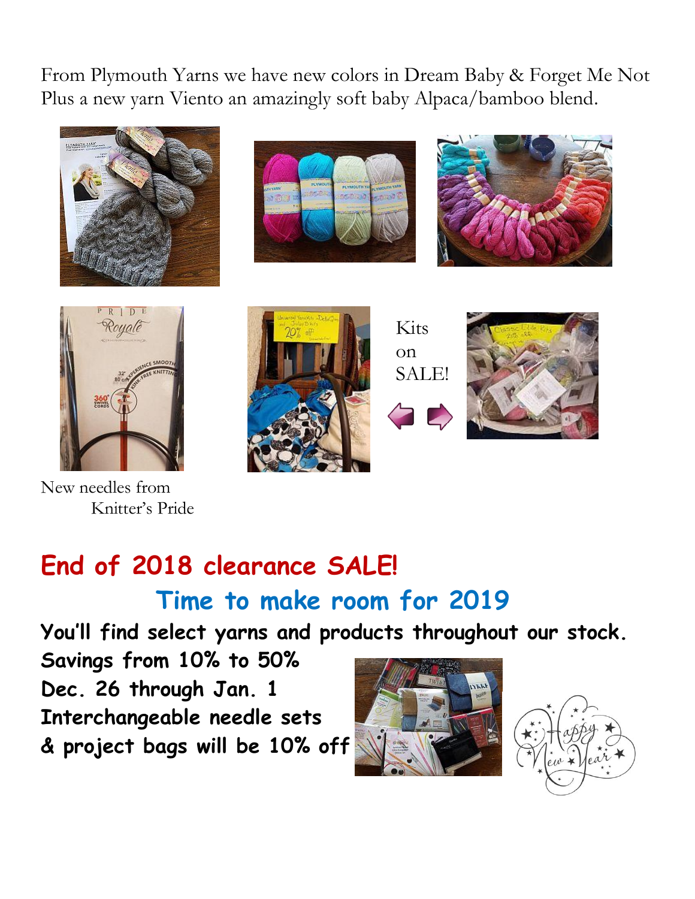From Plymouth Yarns we have new colors in Dream Baby & Forget Me Not Plus a new yarn Viento an amazingly soft baby Alpaca/bamboo blend.

New needles from Knitter's Pride

Kits on SALE!

# End of 2018 clearance SALE!

## Time to make room for 2019

**You'll find select yarns and products throughout our stock.**

**Savings from 10% to 50%**

**Dec. 26 through Jan. 1**

**Interchangeable needle sets & project bags will be 10% off**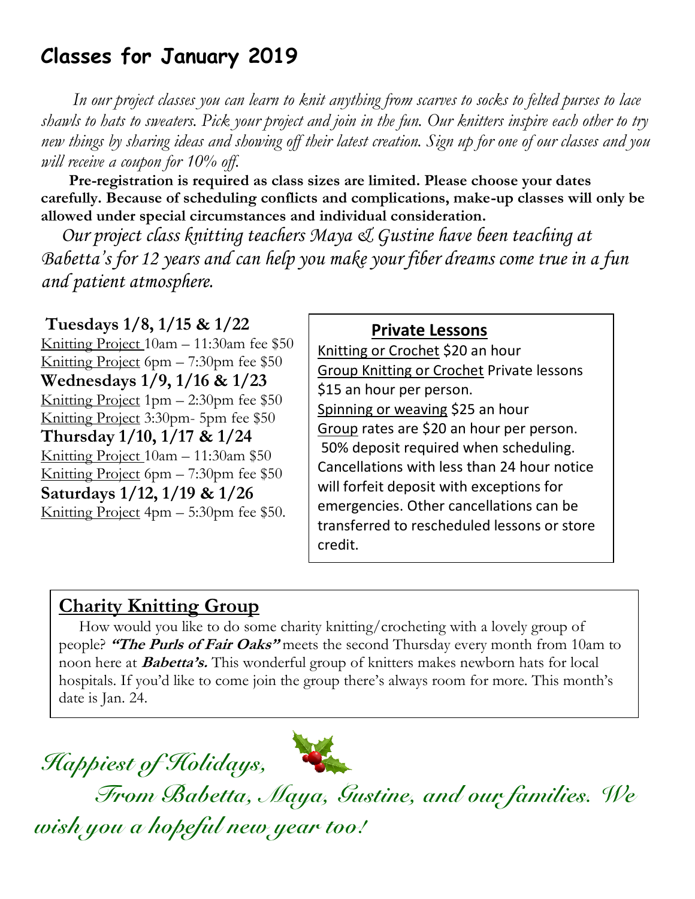## Classes for January 2019

*In our project classes you can learn to knit anything from scarves to socks to felted purses to lace shawls to hats to sweaters. Pick your project and join in the fun. Our knitters inspire each other to try new things by sharing ideas and showing off their latest creation. Sign up for one of our classes and you will receive a coupon for 10% off.*

**Pre-registration is required as class sizes are limited. Please choose your dates carefully. Because of scheduling conflicts and complications, make-up classes will only be allowed under special circumstances and individual consideration.**

*Our project class knitting teachers Maya & Gustine have been teaching at Babetta's for 12 years and can help you make your fiber dreams come true in a fun and patient atmosphere.*

**Tuesdays 1/8, 1/15 & 1/22**
Knitting Project 10am – 11:30am fee $50
Knitting Project 6pm – 7:30pm fee $50

**Wednesdays 1/9, 1/16 & 1/23**
Knitting Project 1pm – 2:30pm fee $50
Knitting Project 3:30pm- 5pm fee $50

**Thursday 1/10, 1/17 & 1/24**
Knitting Project 10am – 11:30am $50
Knitting Project 6pm – 7:30pm fee $50

**Saturdays 1/12, 1/19 & 1/26**
Knitting Project 4pm – 5:30pm fee $50.

### Private Lessons

Knitting or Crochet $20 an hour
Group Knitting or Crochet Private lessons $15 an hour per person.
Spinning or weaving $25 an hour
Group rates are $20 an hour per person.
50% deposit required when scheduling. Cancellations with less than 24 hour notice will forfeit deposit with exceptions for emergencies. Other cancellations can be transferred to rescheduled lessons or store credit.

### Charity Knitting Group

How would you like to do some charity knitting/crocheting with a lovely group of people? ***"The Purls of Fair Oaks"*** meets the second Thursday every month from 10am to noon here at ***Babetta's.*** This wonderful group of knitters makes newborn hats for local hospitals. If you'd like to come join the group there's always room for more. This month's date is Jan. 24.

*Happiest of Holidays,*

*From Babetta, Maya, Gustine, and our families. We wish you a hopeful new year too!*